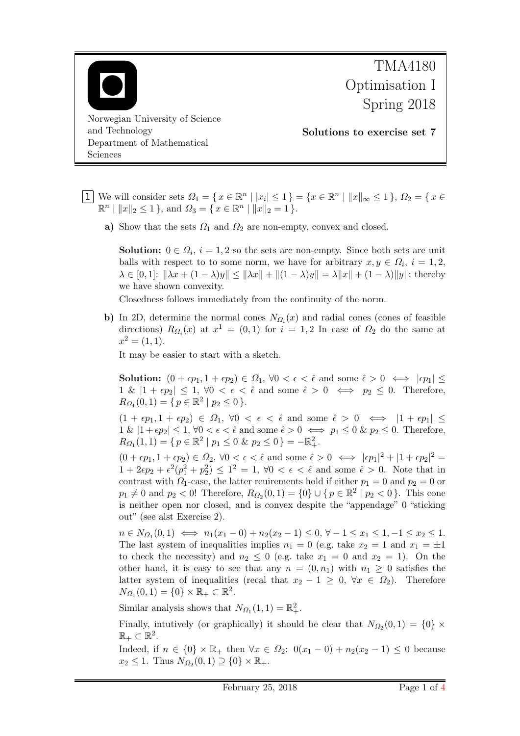TMA4180
Optimisation I
Spring 2018

Norwegian University of Science and Technology
Department of Mathematical Sciences

**Solutions to exercise set 7**

**1** We will consider sets $\Omega_1 = \{ x \in \mathbb{R}^n \mid |x_i| \leq 1 \} = \{ x \in \mathbb{R}^n \mid \|x\|_\infty \leq 1 \}$, $\Omega_2 = \{ x \in \mathbb{R}^n \mid \|x\|_2 \leq 1 \}$, and $\Omega_3 = \{ x \in \mathbb{R}^n \mid \|x\|_2 = 1 \}$.

**a)** Show that the sets $\Omega_1$ and $\Omega_2$ are non-empty, convex and closed.

**Solution:** $0 \in \Omega_i$, $i = 1, 2$ so the sets are non-empty. Since both sets are unit balls with respect to to some norm, we have for arbitrary $x, y \in \Omega_i$, $i = 1, 2$, $\lambda \in [0, 1]$: $\|\lambda x + (1-\lambda)y\| \leq \|\lambda x\| + \|(1-\lambda)y\| = \lambda\|x\| + (1-\lambda)\|y\|$; thereby we have shown convexity.

Closedness follows immediately from the continuity of the norm.

**b)** In 2D, determine the normal cones $N_{\Omega_i}(x)$ and radial cones (cones of feasible directions) $R_{\Omega_i}(x)$ at $x^1 = (0, 1)$ for $i = 1, 2$ In case of $\Omega_2$ do the same at $x^2 = (1, 1)$.

It may be easier to start with a sketch.

**Solution:** $(0 + \epsilon p_1, 1 + \epsilon p_2) \in \Omega_1$, $\forall 0 < \epsilon < \hat{\epsilon}$ and some $\hat{\epsilon} > 0 \iff |\epsilon p_1| \leq 1$ & $|1 + \epsilon p_2| \leq 1$, $\forall 0 < \epsilon < \hat{\epsilon}$ and some $\hat{\epsilon} > 0 \iff p_2 \leq 0$. Therefore, $R_{\Omega_1}(0, 1) = \{ p \in \mathbb{R}^2 \mid p_2 \leq 0 \}$.

$(1 + \epsilon p_1, 1 + \epsilon p_2) \in \Omega_1$, $\forall 0 < \epsilon < \hat{\epsilon}$ and some $\hat{\epsilon} > 0 \iff |1 + \epsilon p_1| \leq 1$ & $|1 + \epsilon p_2| \leq 1$, $\forall 0 < \epsilon < \hat{\epsilon}$ and some $\hat{\epsilon} > 0 \iff p_1 \leq 0$ & $p_2 \leq 0$. Therefore, $R_{\Omega_1}(1, 1) = \{ p \in \mathbb{R}^2 \mid p_1 \leq 0 \text{ \& } p_2 \leq 0 \} = -\mathbb{R}^2_+$.

$(0 + \epsilon p_1, 1 + \epsilon p_2) \in \Omega_2$, $\forall 0 < \epsilon < \hat{\epsilon}$ and some $\hat{\epsilon} > 0 \iff |\epsilon p_1|^2 + |1 + \epsilon p_2|^2 = 1 + 2\epsilon p_2 + \epsilon^2(p_1^2 + p_2^2) \leq 1^2 = 1$, $\forall 0 < \epsilon < \hat{\epsilon}$ and some $\hat{\epsilon} > 0$. Note that in contrast with $\Omega_1$-case, the latter reuirements hold if either $p_1 = 0$ and $p_2 = 0$ or $p_1 \neq 0$ and $p_2 < 0$! Therefore, $R_{\Omega_2}(0, 1) = \{0\} \cup \{ p \in \mathbb{R}^2 \mid p_2 < 0 \}$. This cone is neither open nor closed, and is convex despite the "appendage" 0 "sticking out" (see alst Exercise 2).

$n \in N_{\Omega_1}(0, 1) \iff n_1(x_1 - 0) + n_2(x_2 - 1) \leq 0$, $\forall -1 \leq x_1 \leq 1, -1 \leq x_2 \leq 1$. The last system of inequalities implies $n_1 = 0$ (e.g. take $x_2 = 1$ and $x_1 = \pm 1$ to check the necessity) and $n_2 \leq 0$ (e.g. take $x_1 = 0$ and $x_2 = 1$). On the other hand, it is easy to see that any $n = (0, n_1)$ with $n_1 \geq 0$ satisfies the latter system of inequalities (recal that $x_2 - 1 \geq 0$, $\forall x \in \Omega_2$). Therefore $N_{\Omega_1}(0, 1) = \{0\} \times \mathbb{R}_+ \subset \mathbb{R}^2$.

Similar analysis shows that $N_{\Omega_1}(1, 1) = \mathbb{R}^2_+$.

Finally, intutively (or graphically) it should be clear that $N_{\Omega_2}(0, 1) = \{0\} \times \mathbb{R}_+ \subset \mathbb{R}^2$.

Indeed, if $n \in \{0\} \times \mathbb{R}_+$ then $\forall x \in \Omega_2$: $0(x_1 - 0) + n_2(x_2 - 1) \leq 0$ because $x_2 \leq 1$. Thus $N_{\Omega_2}(0, 1) \supseteq \{0\} \times \mathbb{R}_+$.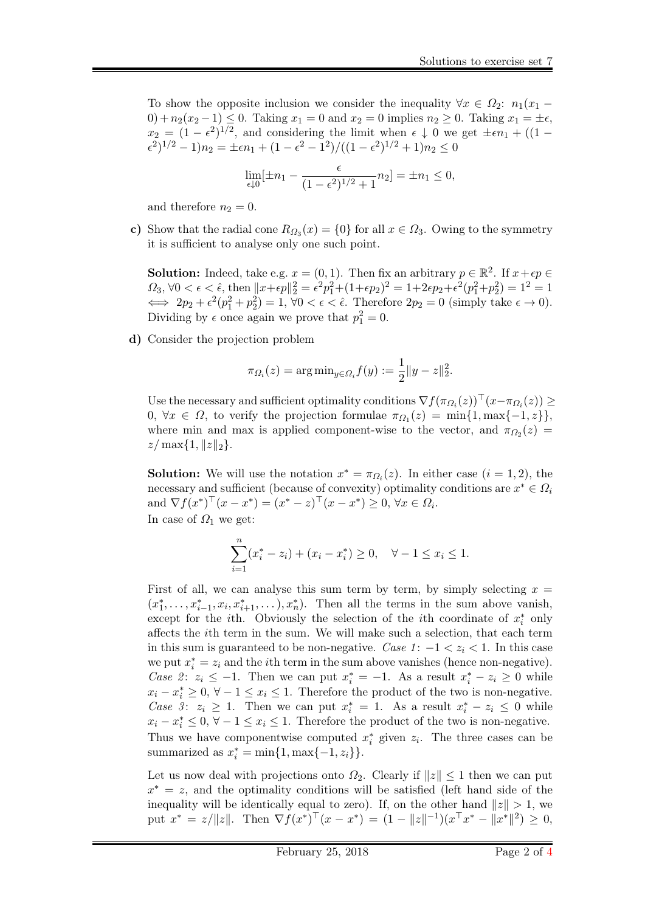To show the opposite inclusion we consider the inequality $\forall x \in \Omega_2$: $n_1(x_1 - 0) + n_2(x_2 - 1) \le 0$. Taking $x_1 = 0$ and $x_2 = 0$ implies $n_2 \ge 0$. Taking $x_1 = \pm\epsilon$, $x_2 = (1-\epsilon^2)^{1/2}$, and considering the limit when $\epsilon \downarrow 0$ we get $\pm\epsilon n_1 + ((1-\epsilon^2)^{1/2} - 1)n_2 = \pm\epsilon n_1 + (1 - \epsilon^2 - 1^2)/((1-\epsilon^2)^{1/2} + 1)n_2 \le 0$

$$\lim_{\epsilon \downarrow 0}[\pm n_1 - \frac{\epsilon}{(1-\epsilon^2)^{1/2}+1} n_2] = \pm n_1 \le 0,$$

and therefore $n_2 = 0$.

**c)** Show that the radial cone $R_{\Omega_3}(x) = \{0\}$ for all $x \in \Omega_3$. Owing to the symmetry it is sufficient to analyse only one such point.

**Solution:** Indeed, take e.g. $x = (0, 1)$. Then fix an arbitrary $p \in \mathbb{R}^2$. If $x + \epsilon p \in \Omega_3$, $\forall 0 < \epsilon < \hat{\epsilon}$, then $\|x + \epsilon p\|_2^2 = \epsilon^2 p_1^2 + (1 + \epsilon p_2)^2 = 1 + 2\epsilon p_2 + \epsilon^2(p_1^2 + p_2^2) = 1^2 = 1$ $\iff 2p_2 + \epsilon^2(p_1^2 + p_2^2) = 1$, $\forall 0 < \epsilon < \hat{\epsilon}$. Therefore $2p_2 = 0$ (simply take $\epsilon \to 0$). Dividing by $\epsilon$ once again we prove that $p_1^2 = 0$.

**d)** Consider the projection problem

$$\pi_{\Omega_i}(z) = \arg\min_{y \in \Omega_i} f(y) := \frac{1}{2}\|y - z\|_2^2.$$

Use the necessary and sufficient optimality conditions $\nabla f(\pi_{\Omega_i}(z))^\top (x - \pi_{\Omega_i}(z)) \ge 0$, $\forall x \in \Omega$, to verify the projection formulae $\pi_{\Omega_1}(z) = \min\{1, \max\{-1, z\}\}$, where min and max is applied component-wise to the vector, and $\pi_{\Omega_2}(z) = z / \max\{1, \|z\|_2\}$.

**Solution:** We will use the notation $x^* = \pi_{\Omega_i}(z)$. In either case ($i = 1, 2$), the necessary and sufficient (because of convexity) optimality conditions are $x^* \in \Omega_i$ and $\nabla f(x^*)^\top (x - x^*) = (x^* - z)^\top (x - x^*) \ge 0$, $\forall x \in \Omega_i$.
In case of $\Omega_1$ we get:

$$\sum_{i=1}^n (x_i^* - z_i) + (x_i - x_i^*) \ge 0, \quad \forall -1 \le x_i \le 1.$$

First of all, we can analyse this sum term by term, by simply selecting $x = (x_1^*, \dots, x_{i-1}^*, x_i, x_{i+1}^*, \dots), x_n^*)$. Then all the terms in the sum above vanish, except for the $i$th. Obviously the selection of the $i$th coordinate of $x_i^*$ only affects the $i$th term in the sum. We will make such a selection, that each term in this sum is guaranteed to be non-negative. *Case 1*: $-1 < z_i < 1$. In this case we put $x_i^* = z_i$ and the $i$th term in the sum above vanishes (hence non-negative). *Case 2*: $z_i \le -1$. Then we can put $x_i^* = -1$. As a result $x_i^* - z_i \ge 0$ while $x_i - x_i^* \ge 0$, $\forall -1 \le x_i \le 1$. Therefore the product of the two is non-negative. *Case 3*: $z_i \ge 1$. Then we can put $x_i^* = 1$. As a result $x_i^* - z_i \le 0$ while $x_i - x_i^* \le 0$, $\forall -1 \le x_i \le 1$. Therefore the product of the two is non-negative. Thus we have componentwise computed $x_i^*$ given $z_i$. The three cases can be summarized as $x_i^* = \min\{1, \max\{-1, z_i\}\}$.

Let us now deal with projections onto $\Omega_2$. Clearly if $\|z\| \le 1$ then we can put $x^* = z$, and the optimality conditions will be satisfied (left hand side of the inequality will be identically equal to zero). If, on the other hand $\|z\| > 1$, we put $x^* = z/\|z\|$. Then $\nabla f(x^*)^\top (x - x^*) = (1 - \|z\|^{-1})(x^\top x^* - \|x^*\|^2) \ge 0$,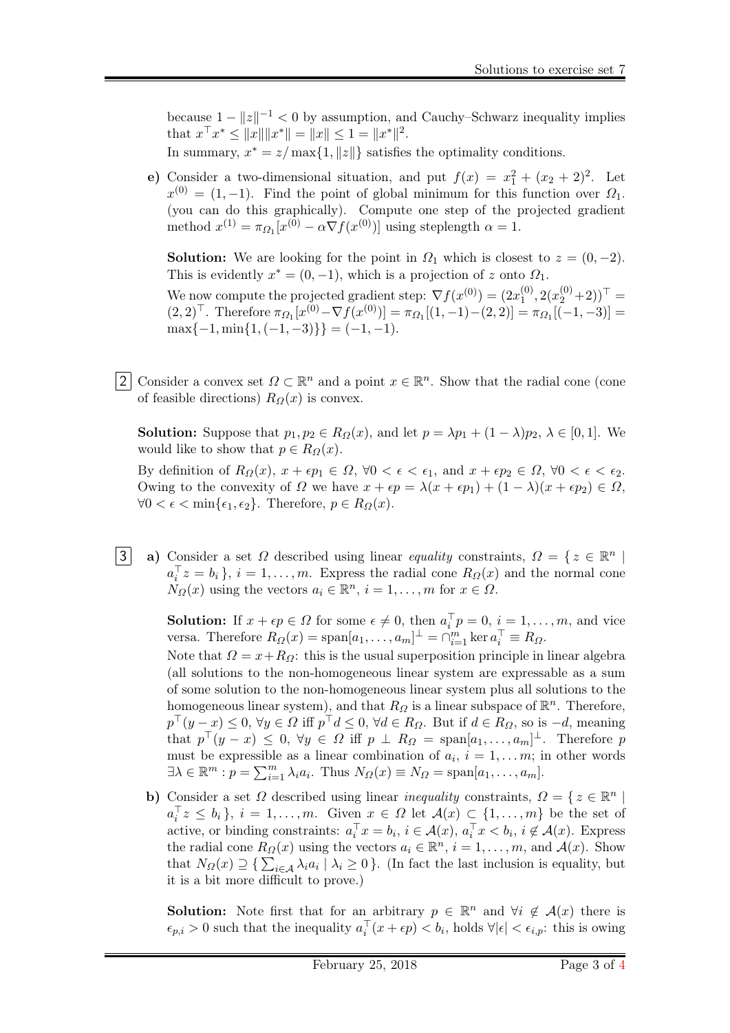because $1 - \|z\|^{-1} < 0$ by assumption, and Cauchy–Schwarz inequality implies that $x^\top x^* \le \|x\|\|x^*\| = \|x\| \le 1 = \|x^*\|^2$.

In summary, $x^* = z/\max\{1, \|z\|\}$ satisfies the optimality conditions.

**e)** Consider a two-dimensional situation, and put $f(x) = x_1^2 + (x_2+2)^2$. Let $x^{(0)} = (1, -1)$. Find the point of global minimum for this function over $\Omega_1$. (you can do this graphically). Compute one step of the projected gradient method $x^{(1)} = \pi_{\Omega_1}[x^{(0)} - \alpha \nabla f(x^{(0)})]$ using steplength $\alpha = 1$.

**Solution:** We are looking for the point in $\Omega_1$ which is closest to $z = (0, -2)$. This is evidently $x^* = (0, -1)$, which is a projection of $z$ onto $\Omega_1$.

We now compute the projected gradient step: $\nabla f(x^{(0)}) = (2x_1^{(0)}, 2(x_2^{(0)}+2))^\top = (2, 2)^\top$. Therefore $\pi_{\Omega_1}[x^{(0)} - \nabla f(x^{(0)})] = \pi_{\Omega_1}[(1,-1)-(2,2)] = \pi_{\Omega_1}[(-1,-3)] = \max\{-1, \min\{1, (-1,-3)\}\} = (-1,-1)$.

**2** Consider a convex set $\Omega \subset \mathbb{R}^n$ and a point $x \in \mathbb{R}^n$. Show that the radial cone (cone of feasible directions) $R_\Omega(x)$ is convex.

**Solution:** Suppose that $p_1, p_2 \in R_\Omega(x)$, and let $p = \lambda p_1 + (1-\lambda)p_2$, $\lambda \in [0,1]$. We would like to show that $p \in R_\Omega(x)$.

By definition of $R_\Omega(x)$, $x + \epsilon p_1 \in \Omega$, $\forall 0 < \epsilon < \epsilon_1$, and $x + \epsilon p_2 \in \Omega$, $\forall 0 < \epsilon < \epsilon_2$. Owing to the convexity of $\Omega$ we have $x + \epsilon p = \lambda(x + \epsilon p_1) + (1-\lambda)(x + \epsilon p_2) \in \Omega$, $\forall 0 < \epsilon < \min\{\epsilon_1, \epsilon_2\}$. Therefore, $p \in R_\Omega(x)$.

**3** **a)** Consider a set $\Omega$ described using linear *equality* constraints, $\Omega = \{ z \in \mathbb{R}^n \mid a_i^\top z = b_i \}$, $i = 1, \dots, m$. Express the radial cone $R_\Omega(x)$ and the normal cone $N_\Omega(x)$ using the vectors $a_i \in \mathbb{R}^n$, $i = 1, \dots, m$ for $x \in \Omega$.

**Solution:** If $x + \epsilon p \in \Omega$ for some $\epsilon \neq 0$, then $a_i^\top p = 0$, $i = 1, \dots, m$, and vice versa. Therefore $R_\Omega(x) = \operatorname{span}[a_1, \dots, a_m]^\perp = \cap_{i=1}^m \ker a_i^\top \equiv R_\Omega$.

Note that $\Omega = x + R_\Omega$: this is the usual superposition principle in linear algebra (all solutions to the non-homogeneous linear system are expressable as a sum of some solution to the non-homogeneous linear system plus all solutions to the homogeneous linear system), and that $R_\Omega$ is a linear subspace of $\mathbb{R}^n$. Therefore, $p^\top(y - x) \le 0$, $\forall y \in \Omega$ iff $p^\top d \le 0$, $\forall d \in R_\Omega$. But if $d \in R_\Omega$, so is $-d$, meaning that $p^\top(y-x) \le 0$, $\forall y \in \Omega$ iff $p \perp R_\Omega = \operatorname{span}[a_1, \dots, a_m]^\perp$. Therefore $p$ must be expressible as a linear combination of $a_i$, $i = 1, \dots m$; in other words $\exists \lambda \in \mathbb{R}^m : p = \sum_{i=1}^m \lambda_i a_i$. Thus $N_\Omega(x) \equiv N_\Omega = \operatorname{span}[a_1, \dots, a_m]$.

**b)** Consider a set $\Omega$ described using linear *inequality* constraints, $\Omega = \{ z \in \mathbb{R}^n \mid a_i^\top z \le b_i \}$, $i = 1, \dots, m$. Given $x \in \Omega$ let $\mathcal{A}(x) \subset \{1, \dots, m\}$ be the set of active, or binding constraints: $a_i^\top x = b_i$, $i \in \mathcal{A}(x)$, $a_i^\top x < b_i$, $i \notin \mathcal{A}(x)$. Express the radial cone $R_\Omega(x)$ using the vectors $a_i \in \mathbb{R}^n$, $i = 1, \dots, m$, and $\mathcal{A}(x)$. Show that $N_\Omega(x) \supseteq \{ \sum_{i \in \mathcal{A}} \lambda_i a_i \mid \lambda_i \ge 0 \}$. (In fact the last inclusion is equality, but it is a bit more difficult to prove.)

**Solution:** Note first that for an arbitrary $p \in \mathbb{R}^n$ and $\forall i \notin \mathcal{A}(x)$ there is $\epsilon_{p,i} > 0$ such that the inequality $a_i^\top(x + \epsilon p) < b_i$, holds $\forall |\epsilon| < \epsilon_{i,p}$: this is owing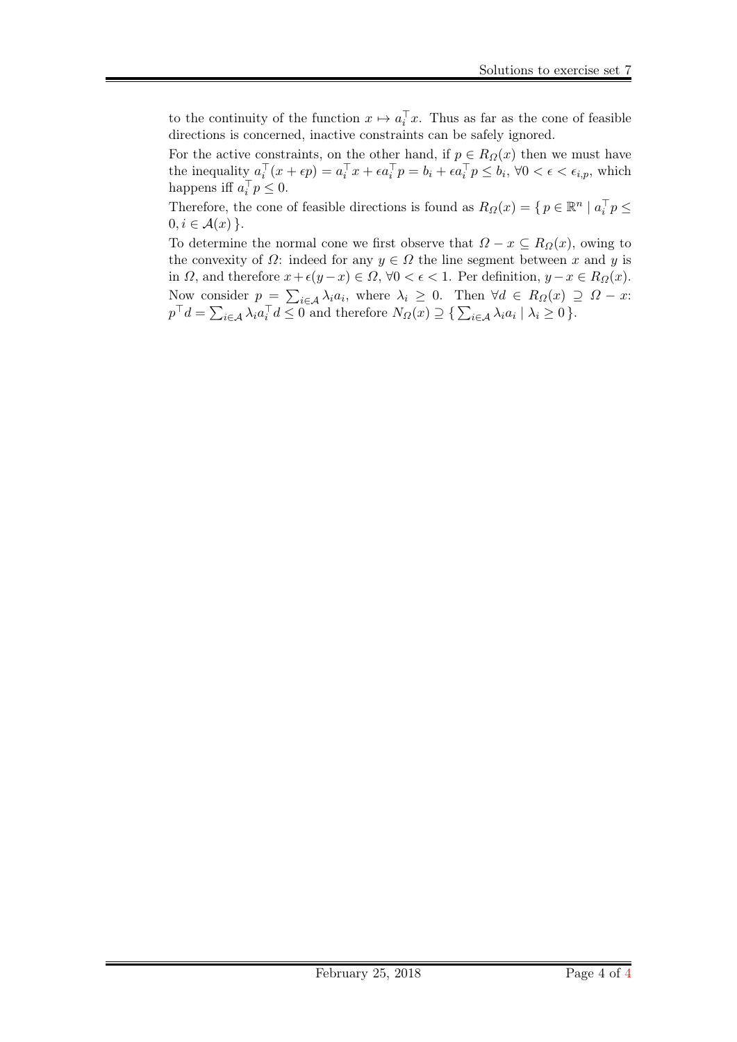to the continuity of the function $x \mapsto a_i^\top x$. Thus as far as the cone of feasible directions is concerned, inactive constraints can be safely ignored.

For the active constraints, on the other hand, if $p \in R_\Omega(x)$ then we must have the inequality $a_i^\top(x + \epsilon p) = a_i^\top x + \epsilon a_i^\top p = b_i + \epsilon a_i^\top p \le b_i$, $\forall 0 < \epsilon < \epsilon_{i,p}$, which happens iff $a_i^\top p \le 0$.

Therefore, the cone of feasible directions is found as $R_\Omega(x) = \{\, p \in \mathbb{R}^n \mid a_i^\top p \le 0, i \in \mathcal{A}(x) \,\}$.

To determine the normal cone we first observe that $\Omega - x \subseteq R_\Omega(x)$, owing to the convexity of $\Omega$: indeed for any $y \in \Omega$ the line segment between $x$ and $y$ is in $\Omega$, and therefore $x + \epsilon(y - x) \in \Omega$, $\forall 0 < \epsilon < 1$. Per definition, $y - x \in R_\Omega(x)$. Now consider $p = \sum_{i \in \mathcal{A}} \lambda_i a_i$, where $\lambda_i \ge 0$. Then $\forall d \in R_\Omega(x) \supseteq \Omega - x$: $p^\top d = \sum_{i \in \mathcal{A}} \lambda_i a_i^\top d \le 0$ and therefore $N_\Omega(x) \supseteq \{\, \sum_{i \in \mathcal{A}} \lambda_i a_i \mid \lambda_i \ge 0 \,\}$.